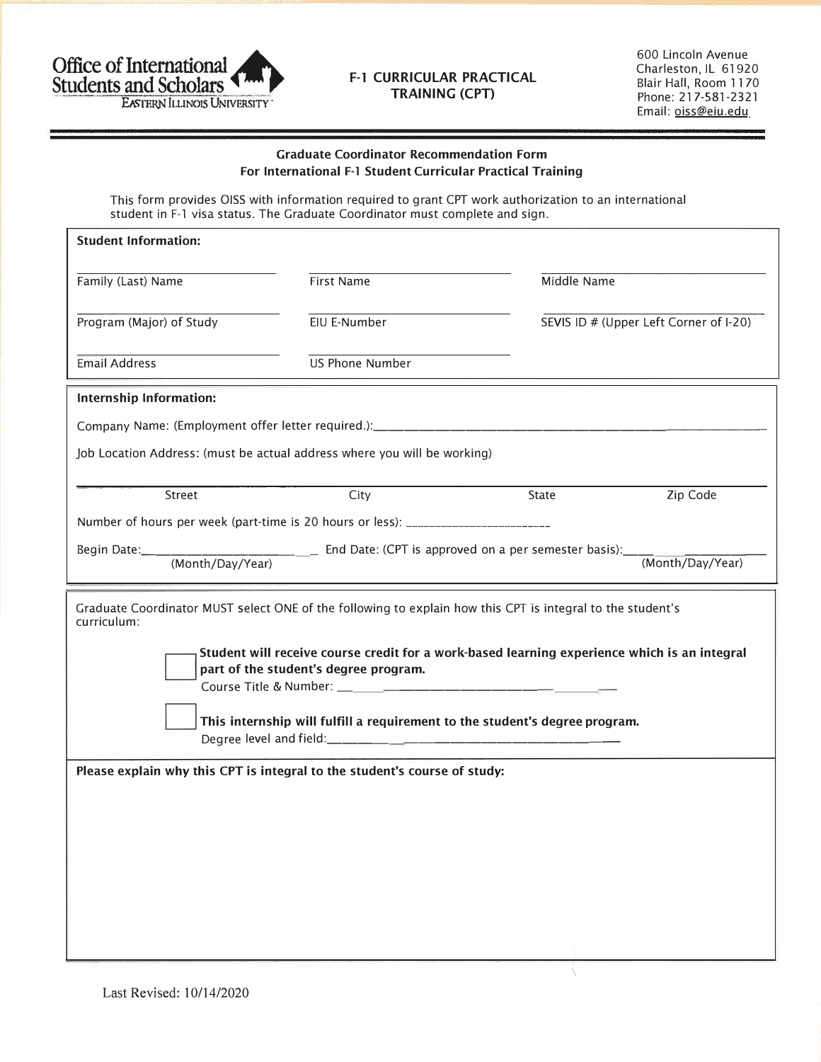Office of International Students and Scholars
Eastern Illinois University

**F-1 CURRICULAR PRACTICAL TRAINING (CPT)**

600 Lincoln Avenue
Charleston, IL 61920
Blair Hall, Room 1170
Phone: 217-581-2321
Email: oiss@eiu.edu

## Graduate Coordinator Recommendation Form For International F-1 Student Curricular Practical Training

This form provides OISS with information required to grant CPT work authorization to an international student in F-1 visa status. The Graduate Coordinator must complete and sign.

**Student Information:**

Family (Last) Name: ____________________
First Name: ____________________
Middle Name: ____________________

Program (Major) of Study: ____________________
EIU E-Number: ____________________
SEVIS ID # (Upper Left Corner of I-20): ____________________

Email Address: ____________________
US Phone Number: ____________________

**Internship Information:**

Company Name: (Employment offer letter required.): ____________________

Job Location Address: (must be actual address where you will be working)

Street: ____________________ City: ____________________ State: ____________________ Zip Code: ____________________

Number of hours per week (part-time is 20 hours or less): ____________________

Begin Date: ____________________ (Month/Day/Year) End Date: (CPT is approved on a per semester basis): ____________________ (Month/Day/Year)

Graduate Coordinator MUST select ONE of the following to explain how this CPT is integral to the student's curriculum:

- [ ] **Student will receive course credit for a work-based learning experience which is an integral part of the student's degree program.**
  Course Title & Number: ____________________

- [ ] **This internship will fulfill a requirement to the student's degree program.**
  Degree level and field: ____________________

**Please explain why this CPT is integral to the student's course of study:**

Last Revised: 10/14/2020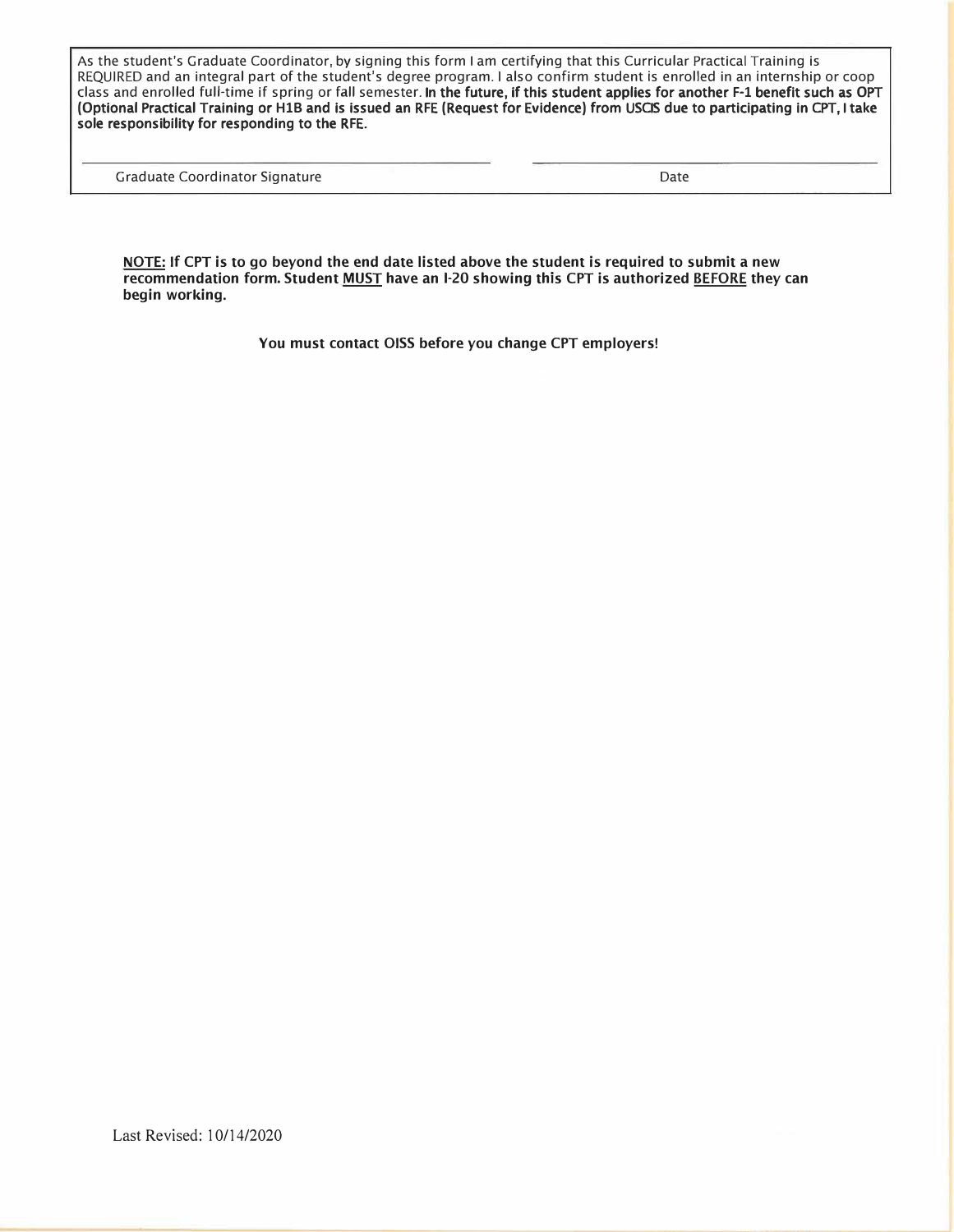As the student's Graduate Coordinator, by signing this form I am certifying that this Curricular Practical Training is REQUIRED and an integral part of the student's degree program. I also confirm student is enrolled in an internship or coop class and enrolled full-time if spring or fall semester. **In the future, if this student applies for another F-1 benefit such as OPT (Optional Practical Training or H1B and is issued an RFE (Request for Evidence) from USCIS due to participating in CPT, I take sole responsibility for responding to the RFE.**

_______________________________________ &nbsp;&nbsp;&nbsp;&nbsp; _______________________________________

Graduate Coordinator Signature &nbsp;&nbsp;&nbsp;&nbsp; Date

**NOTE: If CPT is to go beyond the end date listed above the student is required to submit a new recommendation form. Student MUST have an I-20 showing this CPT is authorized BEFORE they can begin working.**

**You must contact OISS before you change CPT employers!**

Last Revised: 10/14/2020